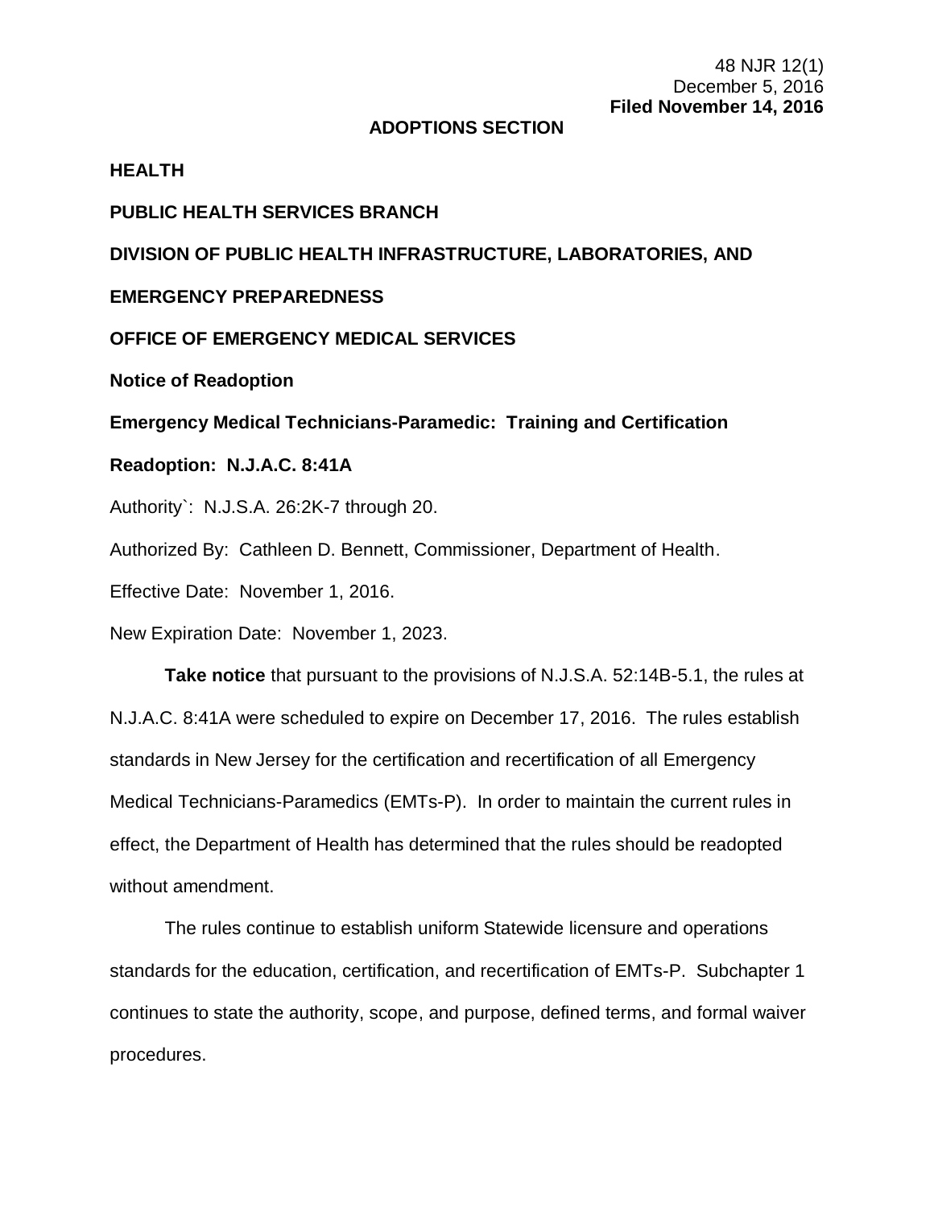48 NJR 12(1)
December 5, 2016
**Filed November 14, 2016**

**ADOPTIONS SECTION**

**HEALTH**

**PUBLIC HEALTH SERVICES BRANCH**

**DIVISION OF PUBLIC HEALTH INFRASTRUCTURE, LABORATORIES, AND EMERGENCY PREPAREDNESS**

**OFFICE OF EMERGENCY MEDICAL SERVICES**

**Notice of Readoption**

**Emergency Medical Technicians-Paramedic: Training and Certification**

**Readoption: N.J.A.C. 8:41A**

Authority`: N.J.S.A. 26:2K-7 through 20.

Authorized By: Cathleen D. Bennett, Commissioner, Department of Health.

Effective Date: November 1, 2016.

New Expiration Date: November 1, 2023.

**Take notice** that pursuant to the provisions of N.J.S.A. 52:14B-5.1, the rules at N.J.A.C. 8:41A were scheduled to expire on December 17, 2016. The rules establish standards in New Jersey for the certification and recertification of all Emergency Medical Technicians-Paramedics (EMTs-P). In order to maintain the current rules in effect, the Department of Health has determined that the rules should be readopted without amendment.

The rules continue to establish uniform Statewide licensure and operations standards for the education, certification, and recertification of EMTs-P. Subchapter 1 continues to state the authority, scope, and purpose, defined terms, and formal waiver procedures.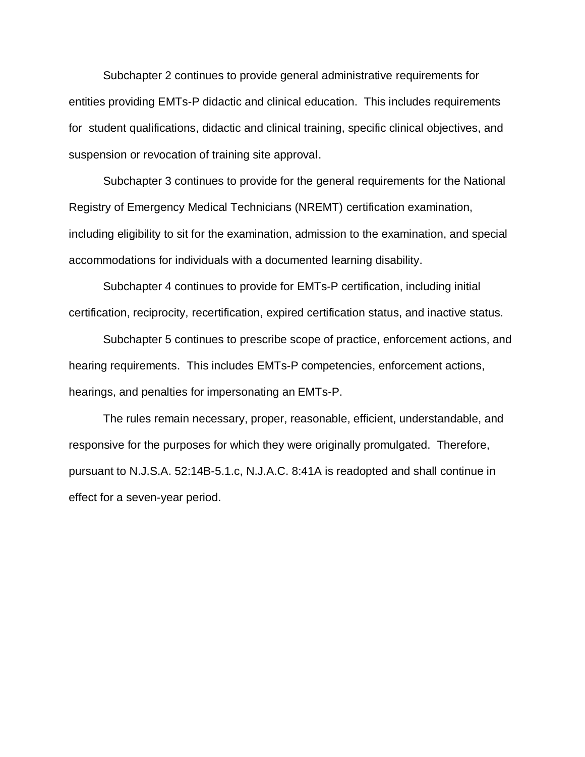Subchapter 2 continues to provide general administrative requirements for entities providing EMTs-P didactic and clinical education. This includes requirements for student qualifications, didactic and clinical training, specific clinical objectives, and suspension or revocation of training site approval.

Subchapter 3 continues to provide for the general requirements for the National Registry of Emergency Medical Technicians (NREMT) certification examination, including eligibility to sit for the examination, admission to the examination, and special accommodations for individuals with a documented learning disability.

Subchapter 4 continues to provide for EMTs-P certification, including initial certification, reciprocity, recertification, expired certification status, and inactive status.

Subchapter 5 continues to prescribe scope of practice, enforcement actions, and hearing requirements. This includes EMTs-P competencies, enforcement actions, hearings, and penalties for impersonating an EMTs-P.

The rules remain necessary, proper, reasonable, efficient, understandable, and responsive for the purposes for which they were originally promulgated. Therefore, pursuant to N.J.S.A. 52:14B-5.1.c, N.J.A.C. 8:41A is readopted and shall continue in effect for a seven-year period.